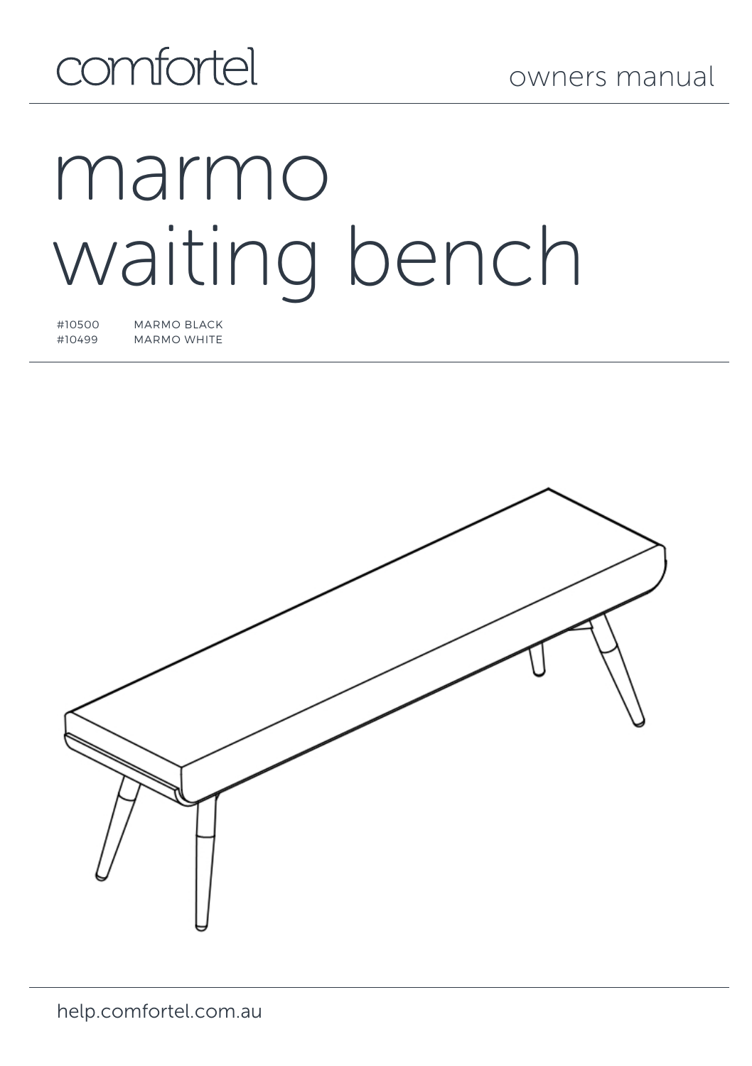comfortel

owners manual

# marmo waiting bench

| | |
|---|---|
| #10500 | MARMO BLACK |
| #10499 | MARMO WHITE |

help.comfortel.com.au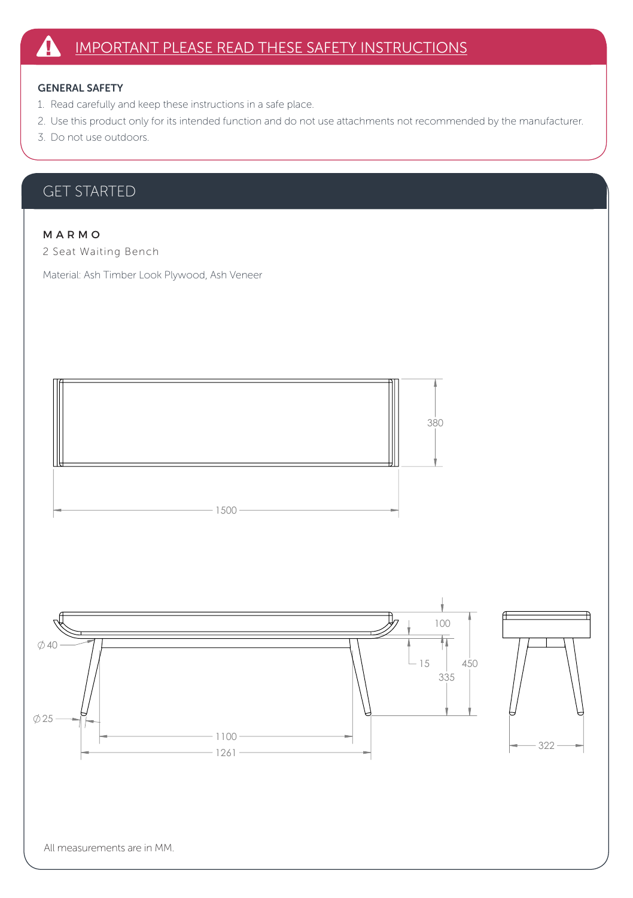## IMPORTANT PLEASE READ THESE SAFETY INSTRUCTIONS

**GENERAL SAFETY**

1. Read carefully and keep these instructions in a safe place.
2. Use this product only for its intended function and do not use attachments not recommended by the manufacturer.
3. Do not use outdoors.

## GET STARTED

**MARMO**

2 Seat Waiting Bench

Material: Ash Timber Look Plywood, Ash Veneer

380

1500

100

⌀40

15

450

335

⌀25

1100

1261

322

All measurements are in MM.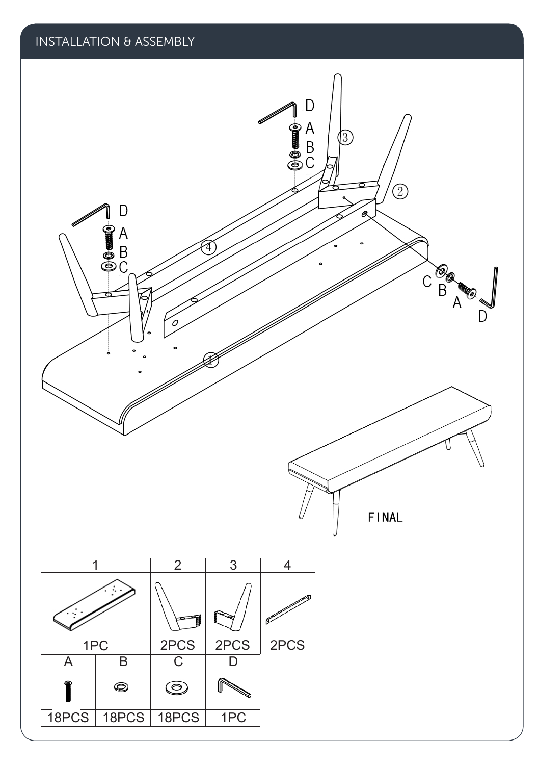## INSTALLATION & ASSEMBLY

FINAL

| 1 | 2 | 3 | 4 |
|---|---|---|---|
| 1PC | 2PCS | 2PCS | 2PCS |

| A | B | C | D |
|---|---|---|---|
| 18PCS | 18PCS | 18PCS | 1PC |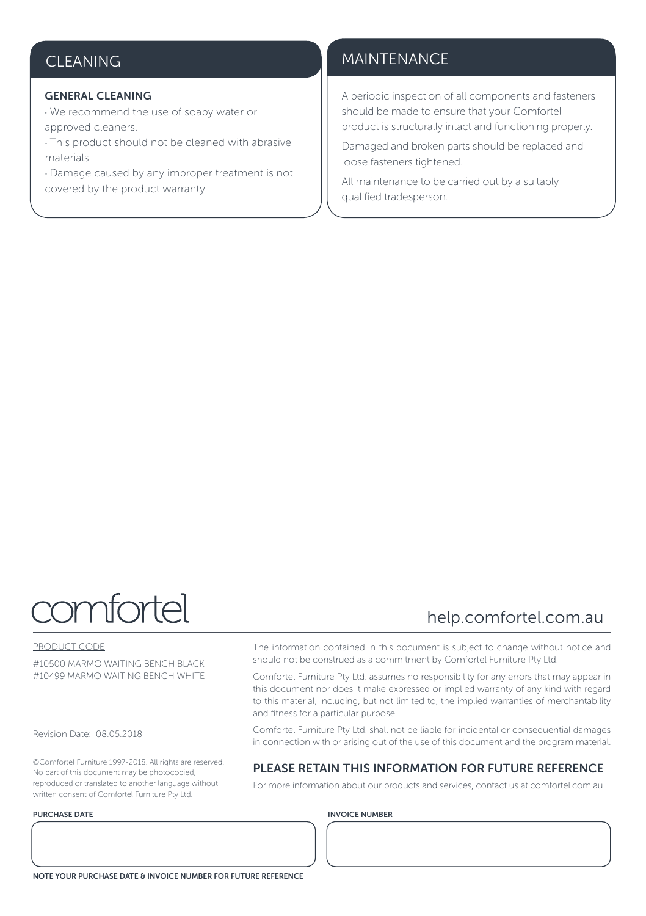## CLEANING

### GENERAL CLEANING

- We recommend the use of soapy water or approved cleaners.
- This product should not be cleaned with abrasive materials.
- Damage caused by any improper treatment is not covered by the product warranty

## MAINTENANCE

A periodic inspection of all components and fasteners should be made to ensure that your Comfortel product is structurally intact and functioning properly.

Damaged and broken parts should be replaced and loose fasteners tightened.

All maintenance to be carried out by a suitably qualified tradesperson.

# comfortel

help.comfortel.com.au

PRODUCT CODE

#10500 MARMO WAITING BENCH BLACK
#10499 MARMO WAITING BENCH WHITE

Revision Date: 08.05.2018

©Comfortel Furniture 1997-2018. All rights are reserved. No part of this document may be photocopied, reproduced or translated to another language without written consent of Comfortel Furniture Pty Ltd.

The information contained in this document is subject to change without notice and should not be construed as a commitment by Comfortel Furniture Pty Ltd.

Comfortel Furniture Pty Ltd. assumes no responsibility for any errors that may appear in this document nor does it make expressed or implied warranty of any kind with regard to this material, including, but not limited to, the implied warranties of merchantability and fitness for a particular purpose.

Comfortel Furniture Pty Ltd. shall not be liable for incidental or consequential damages in connection with or arising out of the use of this document and the program material.

## PLEASE RETAIN THIS INFORMATION FOR FUTURE REFERENCE

For more information about our products and services, contact us at comfortel.com.au

**PURCHASE DATE**

**INVOICE NUMBER**

**NOTE YOUR PURCHASE DATE & INVOICE NUMBER FOR FUTURE REFERENCE**